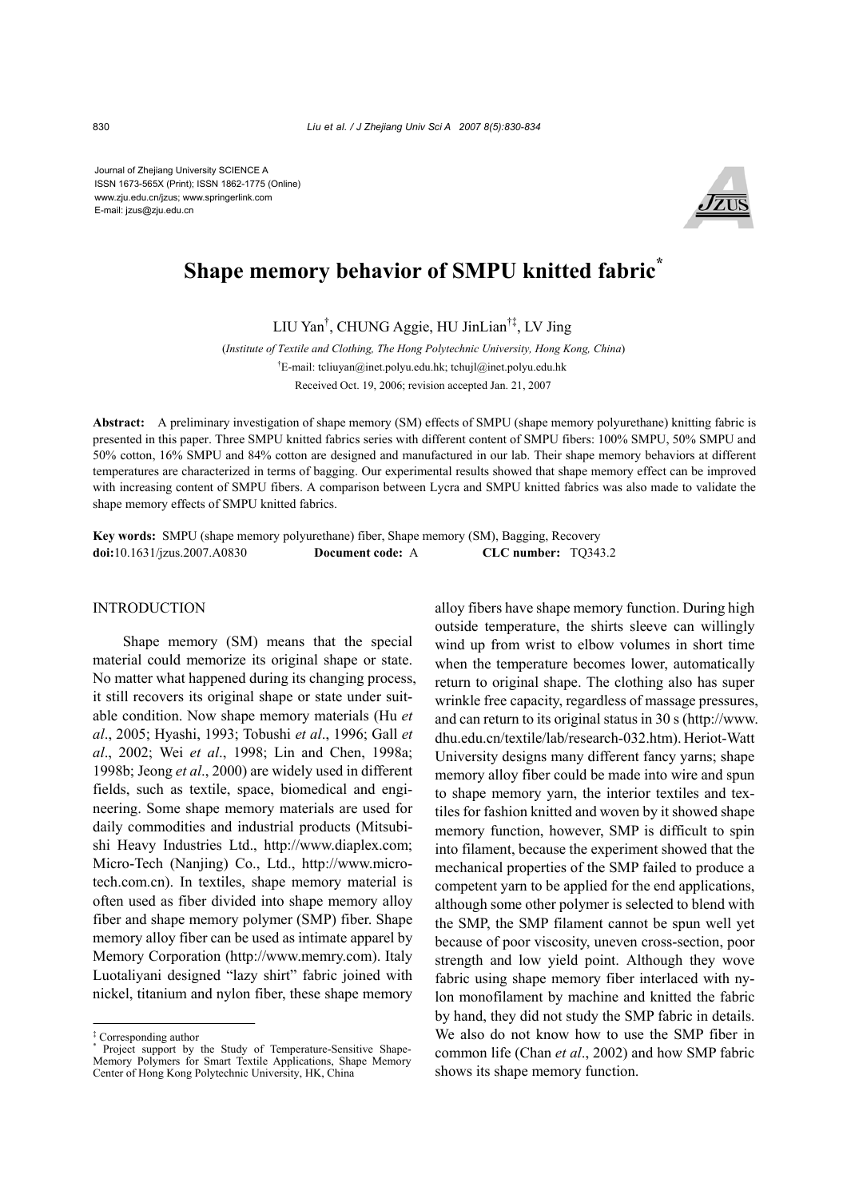Journal of Zhejiang University SCIENCE A
ISSN 1673-565X (Print); ISSN 1862-1775 (Online)
www.zju.edu.cn/jzus; www.springerlink.com
E-mail: jzus@zju.edu.cn

# Shape memory behavior of SMPU knitted fabric*

LIU Yan†, CHUNG Aggie, HU JinLian†‡, LV Jing

(*Institute of Textile and Clothing, The Hong Polytechnic University, Hong Kong, China*)

†E-mail: tcliuyan@inet.polyu.edu.hk; tchujl@inet.polyu.edu.hk

Received Oct. 19, 2006; revision accepted Jan. 21, 2007

**Abstract:** A preliminary investigation of shape memory (SM) effects of SMPU (shape memory polyurethane) knitting fabric is presented in this paper. Three SMPU knitted fabrics series with different content of SMPU fibers: 100% SMPU, 50% SMPU and 50% cotton, 16% SMPU and 84% cotton are designed and manufactured in our lab. Their shape memory behaviors at different temperatures are characterized in terms of bagging. Our experimental results showed that shape memory effect can be improved with increasing content of SMPU fibers. A comparison between Lycra and SMPU knitted fabrics was also made to validate the shape memory effects of SMPU knitted fabrics.

**Key words:** SMPU (shape memory polyurethane) fiber, Shape memory (SM), Bagging, Recovery

**doi:**10.1631/jzus.2007.A0830 **Document code:** A **CLC number:** TQ343.2

## INTRODUCTION

Shape memory (SM) means that the special material could memorize its original shape or state. No matter what happened during its changing process, it still recovers its original shape or state under suitable condition. Now shape memory materials (Hu *et al*., 2005; Hyashi, 1993; Tobushi *et al*., 1996; Gall *et al*., 2002; Wei *et al*., 1998; Lin and Chen, 1998a; 1998b; Jeong *et al*., 2000) are widely used in different fields, such as textile, space, biomedical and engineering. Some shape memory materials are used for daily commodities and industrial products (Mitsubishi Heavy Industries Ltd., http://www.diaplex.com; Micro-Tech (Nanjing) Co., Ltd., http://www.microtech.com.cn). In textiles, shape memory material is often used as fiber divided into shape memory alloy fiber and shape memory polymer (SMP) fiber. Shape memory alloy fiber can be used as intimate apparel by Memory Corporation (http://www.memry.com). Italy Luotaliyani designed "lazy shirt" fabric joined with nickel, titanium and nylon fiber, these shape memory alloy fibers have shape memory function. During high outside temperature, the shirts sleeve can willingly wind up from wrist to elbow volumes in short time when the temperature becomes lower, automatically return to original shape. The clothing also has super wrinkle free capacity, regardless of massage pressures, and can return to its original status in 30 s (http://www.dhu.edu.cn/textile/lab/research-032.htm). Heriot-Watt University designs many different fancy yarns; shape memory alloy fiber could be made into wire and spun to shape memory yarn, the interior textiles and textiles for fashion knitted and woven by it showed shape memory function, however, SMP is difficult to spin into filament, because the experiment showed that the mechanical properties of the SMP failed to produce a competent yarn to be applied for the end applications, although some other polymer is selected to blend with the SMP, the SMP filament cannot be spun well yet because of poor viscosity, uneven cross-section, poor strength and low yield point. Although they wove fabric using shape memory fiber interlaced with nylon monofilament by machine and knitted the fabric by hand, they did not study the SMP fabric in details. We also do not know how to use the SMP fiber in common life (Chan *et al*., 2002) and how SMP fabric shows its shape memory function.

‡ Corresponding author

\* Project support by the Study of Temperature-Sensitive Shape-Memory Polymers for Smart Textile Applications, Shape Memory Center of Hong Kong Polytechnic University, HK, China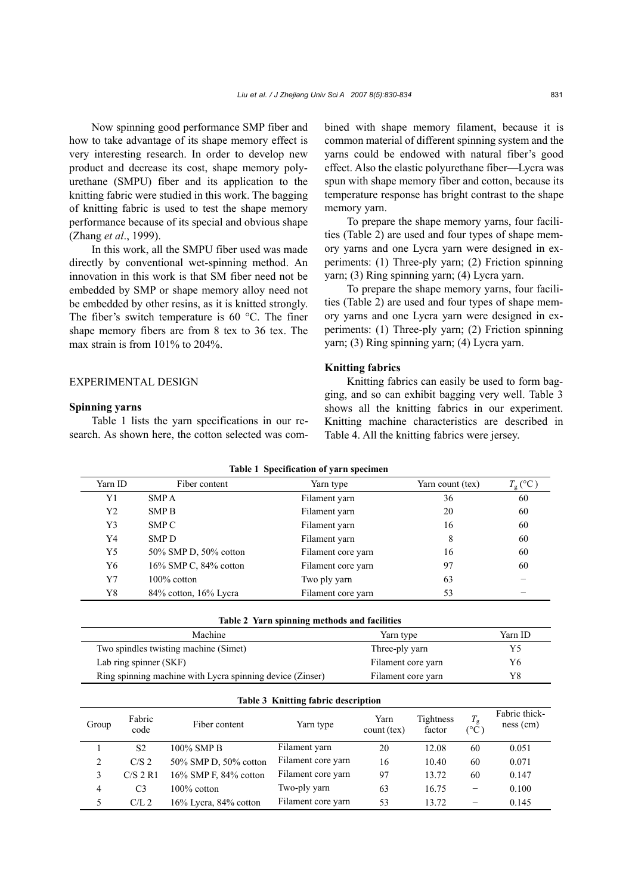Now spinning good performance SMP fiber and how to take advantage of its shape memory effect is very interesting research. In order to develop new product and decrease its cost, shape memory polyurethane (SMPU) fiber and its application to the knitting fabric were studied in this work. The bagging of knitting fabric is used to test the shape memory performance because of its special and obvious shape (Zhang *et al*., 1999).

In this work, all the SMPU fiber used was made directly by conventional wet-spinning method. An innovation in this work is that SM fiber need not be embedded by SMP or shape memory alloy need not be embedded by other resins, as it is knitted strongly. The fiber's switch temperature is 60 °C. The finer shape memory fibers are from 8 tex to 36 tex. The max strain is from 101% to 204%.

## EXPERIMENTAL DESIGN

### Spinning yarns

Table 1 lists the yarn specifications in our research. As shown here, the cotton selected was combined with shape memory filament, because it is common material of different spinning system and the yarns could be endowed with natural fiber's good effect. Also the elastic polyurethane fiber—Lycra was spun with shape memory fiber and cotton, because its temperature response has bright contrast to the shape memory yarn.

To prepare the shape memory yarns, four facilities (Table 2) are used and four types of shape memory yarns and one Lycra yarn were designed in experiments: (1) Three-ply yarn; (2) Friction spinning yarn; (3) Ring spinning yarn; (4) Lycra yarn.

To prepare the shape memory yarns, four facilities (Table 2) are used and four types of shape memory yarns and one Lycra yarn were designed in experiments: (1) Three-ply yarn; (2) Friction spinning yarn; (3) Ring spinning yarn; (4) Lycra yarn.

### Knitting fabrics

Knitting fabrics can easily be used to form bagging, and so can exhibit bagging very well. Table 3 shows all the knitting fabrics in our experiment. Knitting machine characteristics are described in Table 4. All the knitting fabrics were jersey.

**Table 1 Specification of yarn specimen**

| Yarn ID | Fiber content | Yarn type | Yarn count (tex) | $T_g$ (°C) |
|---|---|---|---|---|
| Y1 | SMP A | Filament yarn | 36 | 60 |
| Y2 | SMP B | Filament yarn | 20 | 60 |
| Y3 | SMP C | Filament yarn | 16 | 60 |
| Y4 | SMP D | Filament yarn | 8 | 60 |
| Y5 | 50% SMP D, 50% cotton | Filament core yarn | 16 | 60 |
| Y6 | 16% SMP C, 84% cotton | Filament core yarn | 97 | 60 |
| Y7 | 100% cotton | Two ply yarn | 63 | − |
| Y8 | 84% cotton, 16% Lycra | Filament core yarn | 53 | − |

**Table 2 Yarn spinning methods and facilities**

| Machine | Yarn type | Yarn ID |
|---|---|---|
| Two spindles twisting machine (Simet) | Three-ply yarn | Y5 |
| Lab ring spinner (SKF) | Filament core yarn | Y6 |
| Ring spinning machine with Lycra spinning device (Zinser) | Filament core yarn | Y8 |

**Table 3 Knitting fabric description**

| Group | Fabric code | Fiber content | Yarn type | Yarn count (tex) | Tightness factor | $T_g$ (°C) | Fabric thickness (cm) |
|---|---|---|---|---|---|---|---|
| 1 | S2 | 100% SMP B | Filament yarn | 20 | 12.08 | 60 | 0.051 |
| 2 | C/S 2 | 50% SMP D, 50% cotton | Filament core yarn | 16 | 10.40 | 60 | 0.071 |
| 3 | C/S 2 R1 | 16% SMP F, 84% cotton | Filament core yarn | 97 | 13.72 | 60 | 0.147 |
| 4 | C3 | 100% cotton | Two-ply yarn | 63 | 16.75 | − | 0.100 |
| 5 | C/L 2 | 16% Lycra, 84% cotton | Filament core yarn | 53 | 13.72 | − | 0.145 |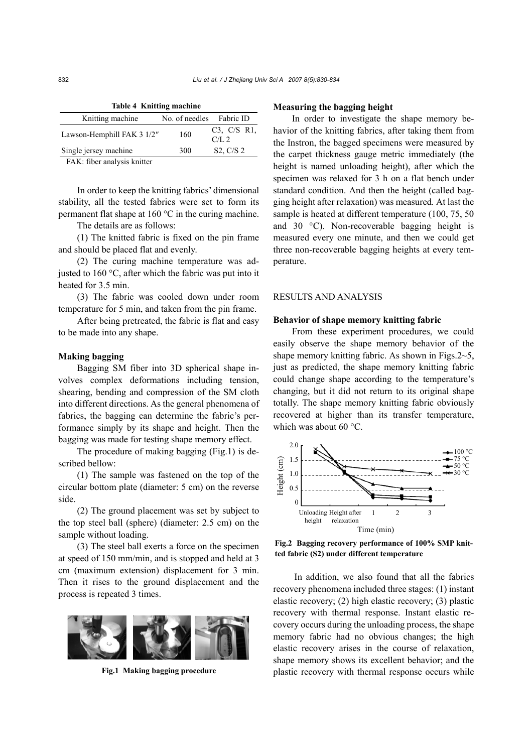**Table 4 Knitting machine**

| Knitting machine | No. of needles | Fabric ID |
|---|---|---|
| Lawson-Hemphill FAK 3 1/2″ | 160 | C3, C/S R1, C/L 2 |
| Single jersey machine | 300 | S2, C/S 2 |

FAK: fiber analysis knitter

In order to keep the knitting fabrics' dimensional stability, all the tested fabrics were set to form its permanent flat shape at 160 °C in the curing machine.

The details are as follows:

(1) The knitted fabric is fixed on the pin frame and should be placed flat and evenly.

(2) The curing machine temperature was adjusted to 160 °C, after which the fabric was put into it heated for 3.5 min.

(3) The fabric was cooled down under room temperature for 5 min, and taken from the pin frame.

After being pretreated, the fabric is flat and easy to be made into any shape.

### Making bagging

Bagging SM fiber into 3D spherical shape involves complex deformations including tension, shearing, bending and compression of the SM cloth into different directions. As the general phenomena of fabrics, the bagging can determine the fabric's performance simply by its shape and height. Then the bagging was made for testing shape memory effect.

The procedure of making bagging (Fig.1) is described bellow:

(1) The sample was fastened on the top of the circular bottom plate (diameter: 5 cm) on the reverse side.

(2) The ground placement was set by subject to the top steel ball (sphere) (diameter: 2.5 cm) on the sample without loading.

(3) The steel ball exerts a force on the specimen at speed of 150 mm/min, and is stopped and held at 3 cm (maximum extension) displacement for 3 min. Then it rises to the ground displacement and the process is repeated 3 times.

**Fig.1 Making bagging procedure**

### Measuring the bagging height

In order to investigate the shape memory behavior of the knitting fabrics, after taking them from the Instron, the bagged specimens were measured by the carpet thickness gauge metric immediately (the height is named unloading height), after which the specimen was relaxed for 3 h on a flat bench under standard condition. And then the height (called bagging height after relaxation) was measured. At last the sample is heated at different temperature (100, 75, 50 and 30 °C). Non-recoverable bagging height is measured every one minute, and then we could get three non-recoverable bagging heights at every temperature.

## RESULTS AND ANALYSIS

### Behavior of shape memory knitting fabric

From these experiment procedures, we could easily observe the shape memory behavior of the shape memory knitting fabric. As shown in Figs.2~5, just as predicted, the shape memory knitting fabric could change shape according to the temperature's changing, but it did not return to its original shape totally. The shape memory knitting fabric obviously recovered at higher than its transfer temperature, which was about 60 °C.

Height (cm)
2.0
1.5
1.0
0.5
0
Unloading height
Height after relaxation
1
2
3
Time (min)
100 °C
75 °C
50 °C
30 °C

**Fig.2 Bagging recovery performance of 100% SMP knitted fabric (S2) under different temperature**

In addition, we also found that all the fabrics recovery phenomena included three stages: (1) instant elastic recovery; (2) high elastic recovery; (3) plastic recovery with thermal response. Instant elastic recovery occurs during the unloading process, the shape memory fabric had no obvious changes; the high elastic recovery arises in the course of relaxation, shape memory shows its excellent behavior; and the plastic recovery with thermal response occurs while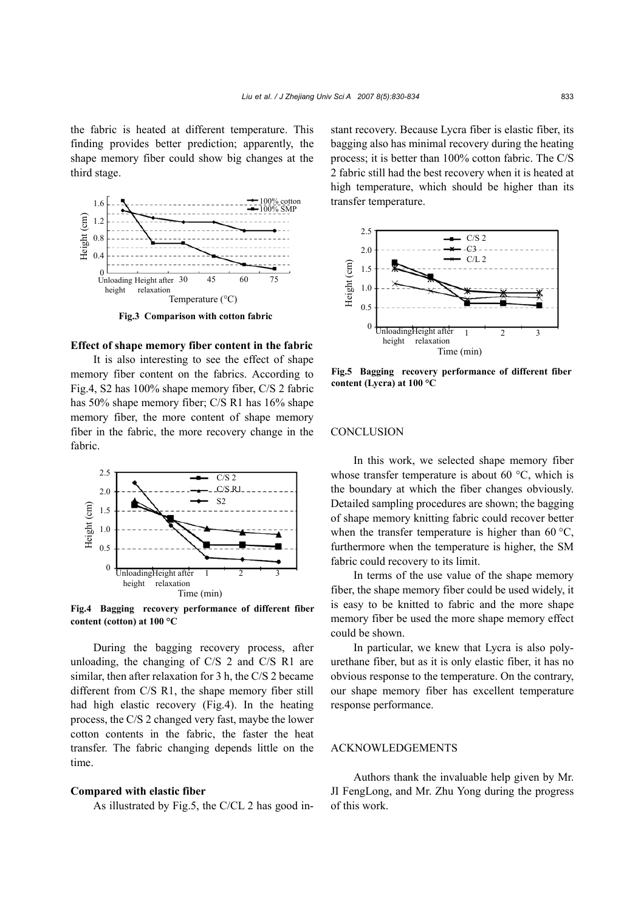the fabric is heated at different temperature. This finding provides better prediction; apparently, the shape memory fiber could show big changes at the third stage.

1.6
1.2
0.8
0.4
0
Height (cm)
Unloading height
Height after relaxation
30
45
60
75
Temperature (°C)
100% cotton
100% SMP

**Fig.3 Comparison with cotton fabric**

**Effect of shape memory fiber content in the fabric**

It is also interesting to see the effect of shape memory fiber content on the fabrics. According to Fig.4, S2 has 100% shape memory fiber, C/S 2 fabric has 50% shape memory fiber; C/S R1 has 16% shape memory fiber, the more content of shape memory fiber in the fabric, the more recovery change in the fabric.

2.5
2.0
1.5
1.0
0.5
0
Height (cm)
Unloading height
Height after relaxation
1
2
3
Time (min)
C/S 2
C/S R1
S2

**Fig.4 Bagging recovery performance of different fiber content (cotton) at 100 °C**

During the bagging recovery process, after unloading, the changing of C/S 2 and C/S R1 are similar, then after relaxation for 3 h, the C/S 2 became different from C/S R1, the shape memory fiber still had high elastic recovery (Fig.4). In the heating process, the C/S 2 changed very fast, maybe the lower cotton contents in the fabric, the faster the heat transfer. The fabric changing depends little on the time.

**Compared with elastic fiber**

As illustrated by Fig.5, the C/CL 2 has good instant recovery. Because Lycra fiber is elastic fiber, its bagging also has minimal recovery during the heating process; it is better than 100% cotton fabric. The C/S 2 fabric still had the best recovery when it is heated at high temperature, which should be higher than its transfer temperature.

2.5
2.0
1.5
1.0
0.5
0
Height (cm)
Unloading height
Height after relaxation
1
2
3
Time (min)
C/S 2
C3
C/L 2

**Fig.5 Bagging recovery performance of different fiber content (Lycra) at 100 °C**

## CONCLUSION

In this work, we selected shape memory fiber whose transfer temperature is about 60 °C, which is the boundary at which the fiber changes obviously. Detailed sampling procedures are shown; the bagging of shape memory knitting fabric could recover better when the transfer temperature is higher than 60 °C, furthermore when the temperature is higher, the SM fabric could recovery to its limit.

In terms of the use value of the shape memory fiber, the shape memory fiber could be used widely, it is easy to be knitted to fabric and the more shape memory fiber be used the more shape memory effect could be shown.

In particular, we knew that Lycra is also polyurethane fiber, but as it is only elastic fiber, it has no obvious response to the temperature. On the contrary, our shape memory fiber has excellent temperature response performance.

## ACKNOWLEDGEMENTS

Authors thank the invaluable help given by Mr. JI FengLong, and Mr. Zhu Yong during the progress of this work.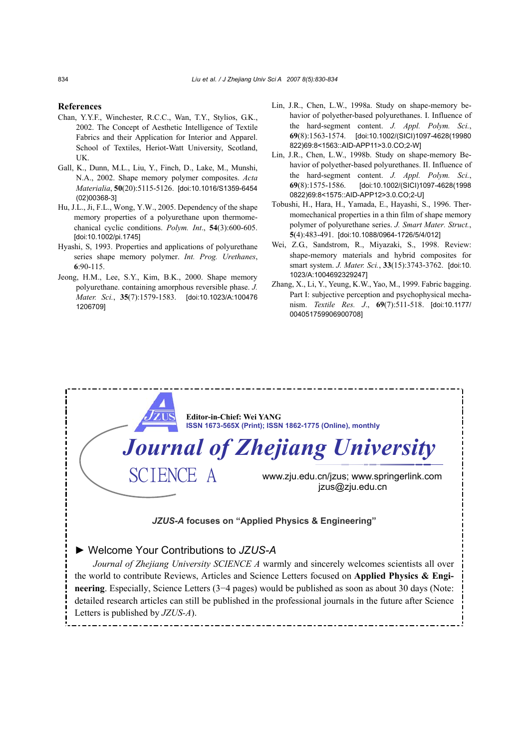## References

Chan, Y.Y.F., Winchester, R.C.C., Wan, T.Y., Stylios, G.K., 2002. The Concept of Aesthetic Intelligence of Textile Fabrics and their Application for Interior and Apparel. School of Textiles, Heriot-Watt University, Scotland, UK.

Gall, K., Dunn, M.L., Liu, Y., Finch, D., Lake, M., Munshi, N.A., 2002. Shape memory polymer composites. *Acta Materialia*, **50**(20):5115-5126. [doi:10.1016/S1359-6454(02)00368-3]

Hu, J.L., Ji, F.L., Wong, Y.W., 2005. Dependency of the shape memory properties of a polyurethane upon thermomechanical cyclic conditions. *Polym. Int*., **54**(3):600-605. [doi:10.1002/pi.1745]

Hyashi, S, 1993. Properties and applications of polyurethane series shape memory polymer. *Int. Prog. Urethanes*, **6**:90-115.

Jeong, H.M., Lee, S.Y., Kim, B.K., 2000. Shape memory polyurethane. containing amorphous reversible phase. *J. Mater. Sci.*, **35**(7):1579-1583. [doi:10.1023/A:1004761206709]

Lin, J.R., Chen, L.W., 1998a. Study on shape-memory behavior of polyether-based polyurethanes. I. Influence of the hard-segment content. *J. Appl. Polym. Sci.*, **69**(8):1563-1574. [doi:10.1002/(SICI)1097-4628(19980822)69:8<1563::AID-APP11>3.0.CO;2-W]

Lin, J.R., Chen, L.W., 1998b. Study on shape-memory Behavior of polyether-based polyurethanes. II. Influence of the hard-segment content. *J. Appl. Polym. Sci.*, **69**(8):1575-1586. [doi:10.1002/(SICI)1097-4628(19980822)69:8<1575::AID-APP12>3.0.CO;2-U]

Tobushi, H., Hara, H., Yamada, E., Hayashi, S., 1996. Thermomechanical properties in a thin film of shape memory polymer of polyurethane series. *J. Smart Mater. Struct.*, **5**(4):483-491. [doi:10.1088/0964-1726/5/4/012]

Wei, Z.G., Sandstrom, R., Miyazaki, S., 1998. Review: shape-memory materials and hybrid composites for smart system. *J. Mater. Sci.*, **33**(15):3743-3762. [doi:10.1023/A:1004692329247]

Zhang, X., Li, Y., Yeung, K.W., Yao, M., 1999. Fabric bagging. Part I: subjective perception and psychophysical mechanism. *Textile Res. J.*, **69**(7):511-518. [doi:10.1177/004051759906900708]

---

**Editor-in-Chief: Wei YANG**
**ISSN 1673-565X (Print); ISSN 1862-1775 (Online), monthly**

# *Journal of Zhejiang University* SCIENCE A

www.zju.edu.cn/jzus; www.springerlink.com
jzus@zju.edu.cn

***JZUS-A*** **focuses on "Applied Physics & Engineering"**

### ► Welcome Your Contributions to *JZUS-A*

*Journal of Zhejiang University SCIENCE A* warmly and sincerely welcomes scientists all over the world to contribute Reviews, Articles and Science Letters focused on **Applied Physics & Engineering**. Especially, Science Letters (3−4 pages) would be published as soon as about 30 days (Note: detailed research articles can still be published in the professional journals in the future after Science Letters is published by *JZUS-A*).